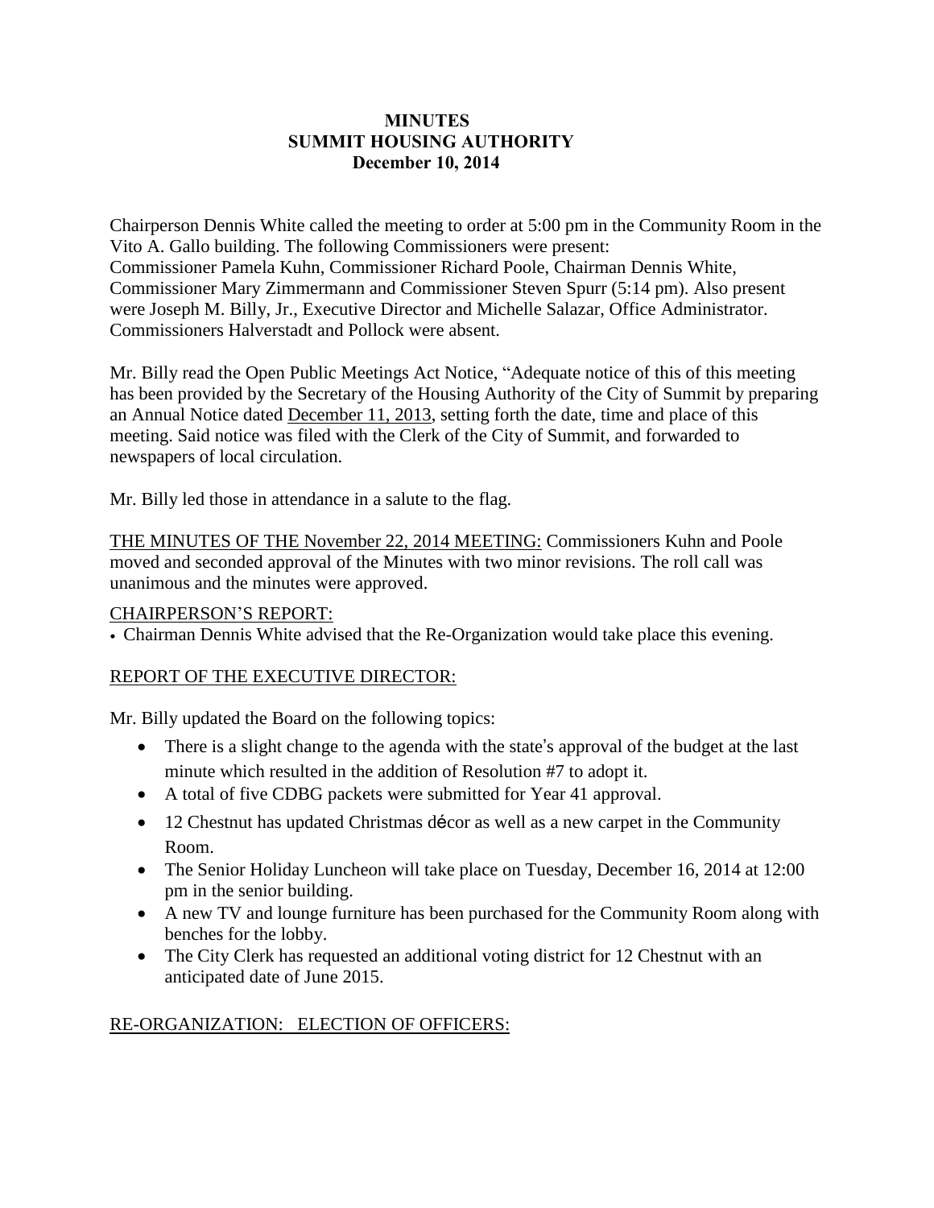**MINUTES**
**SUMMIT HOUSING AUTHORITY**
**December 10, 2014**

Chairperson Dennis White called the meeting to order at 5:00 pm in the Community Room in the Vito A. Gallo building. The following Commissioners were present:
Commissioner Pamela Kuhn, Commissioner Richard Poole, Chairman Dennis White, Commissioner Mary Zimmermann and Commissioner Steven Spurr (5:14 pm). Also present were Joseph M. Billy, Jr., Executive Director and Michelle Salazar, Office Administrator. Commissioners Halverstadt and Pollock were absent.

Mr. Billy read the Open Public Meetings Act Notice, "Adequate notice of this of this meeting has been provided by the Secretary of the Housing Authority of the City of Summit by preparing an Annual Notice dated December 11, 2013, setting forth the date, time and place of this meeting. Said notice was filed with the Clerk of the City of Summit, and forwarded to newspapers of local circulation.

Mr. Billy led those in attendance in a salute to the flag.

THE MINUTES OF THE November 22, 2014 MEETING: Commissioners Kuhn and Poole moved and seconded approval of the Minutes with two minor revisions. The roll call was unanimous and the minutes were approved.

CHAIRPERSON'S REPORT:

- Chairman Dennis White advised that the Re-Organization would take place this evening.

REPORT OF THE EXECUTIVE DIRECTOR:

Mr. Billy updated the Board on the following topics:

- There is a slight change to the agenda with the state's approval of the budget at the last minute which resulted in the addition of Resolution #7 to adopt it.
- A total of five CDBG packets were submitted for Year 41 approval.
- 12 Chestnut has updated Christmas décor as well as a new carpet in the Community Room.
- The Senior Holiday Luncheon will take place on Tuesday, December 16, 2014 at 12:00 pm in the senior building.
- A new TV and lounge furniture has been purchased for the Community Room along with benches for the lobby.
- The City Clerk has requested an additional voting district for 12 Chestnut with an anticipated date of June 2015.

RE-ORGANIZATION: ELECTION OF OFFICERS: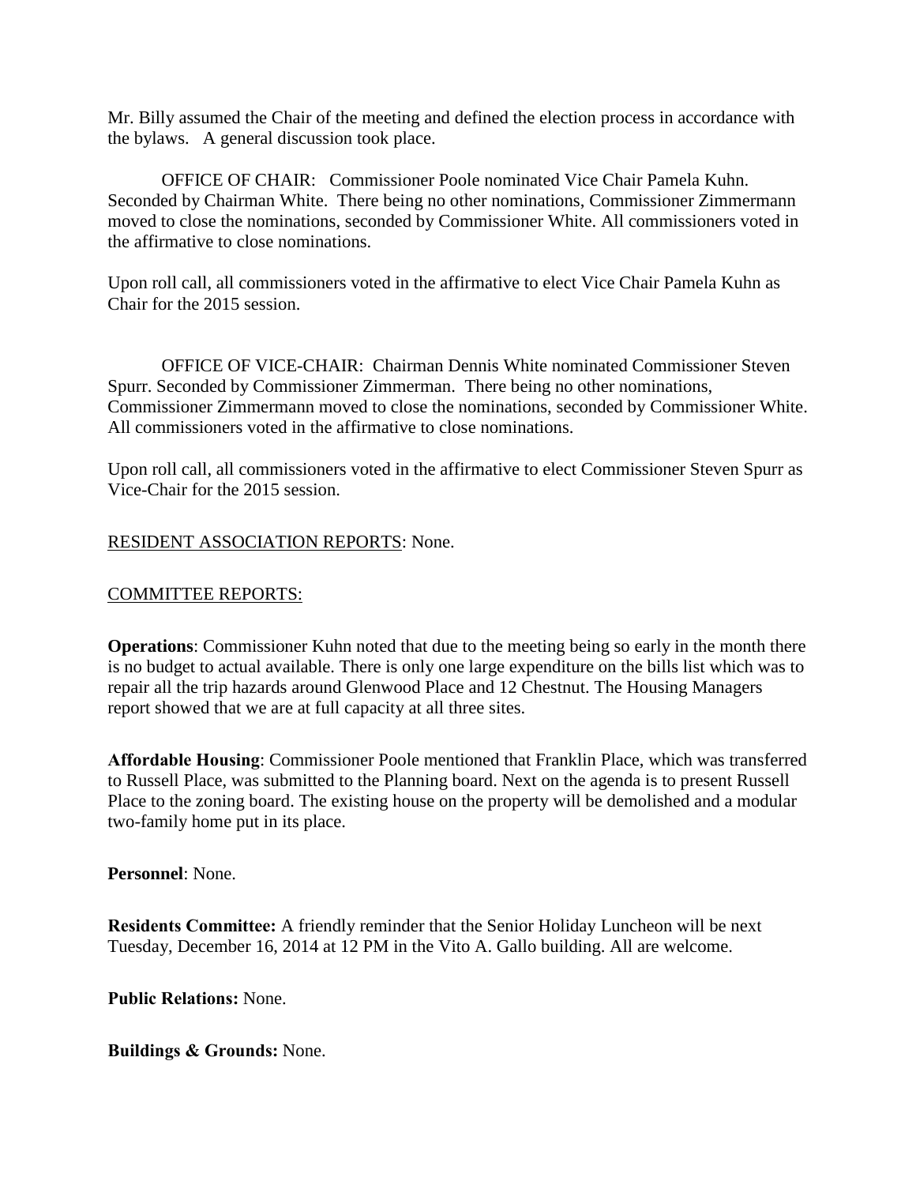Mr. Billy assumed the Chair of the meeting and defined the election process in accordance with the bylaws. A general discussion took place.

OFFICE OF CHAIR: Commissioner Poole nominated Vice Chair Pamela Kuhn. Seconded by Chairman White. There being no other nominations, Commissioner Zimmermann moved to close the nominations, seconded by Commissioner White. All commissioners voted in the affirmative to close nominations.

Upon roll call, all commissioners voted in the affirmative to elect Vice Chair Pamela Kuhn as Chair for the 2015 session.

OFFICE OF VICE-CHAIR: Chairman Dennis White nominated Commissioner Steven Spurr. Seconded by Commissioner Zimmerman. There being no other nominations, Commissioner Zimmermann moved to close the nominations, seconded by Commissioner White. All commissioners voted in the affirmative to close nominations.

Upon roll call, all commissioners voted in the affirmative to elect Commissioner Steven Spurr as Vice-Chair for the 2015 session.

<u>RESIDENT ASSOCIATION REPORTS</u>: None.

<u>COMMITTEE REPORTS:</u>

**Operations**: Commissioner Kuhn noted that due to the meeting being so early in the month there is no budget to actual available. There is only one large expenditure on the bills list which was to repair all the trip hazards around Glenwood Place and 12 Chestnut. The Housing Managers report showed that we are at full capacity at all three sites.

**Affordable Housing**: Commissioner Poole mentioned that Franklin Place, which was transferred to Russell Place, was submitted to the Planning board. Next on the agenda is to present Russell Place to the zoning board. The existing house on the property will be demolished and a modular two-family home put in its place.

**Personnel**: None.

**Residents Committee:** A friendly reminder that the Senior Holiday Luncheon will be next Tuesday, December 16, 2014 at 12 PM in the Vito A. Gallo building. All are welcome.

**Public Relations:** None.

**Buildings & Grounds:** None.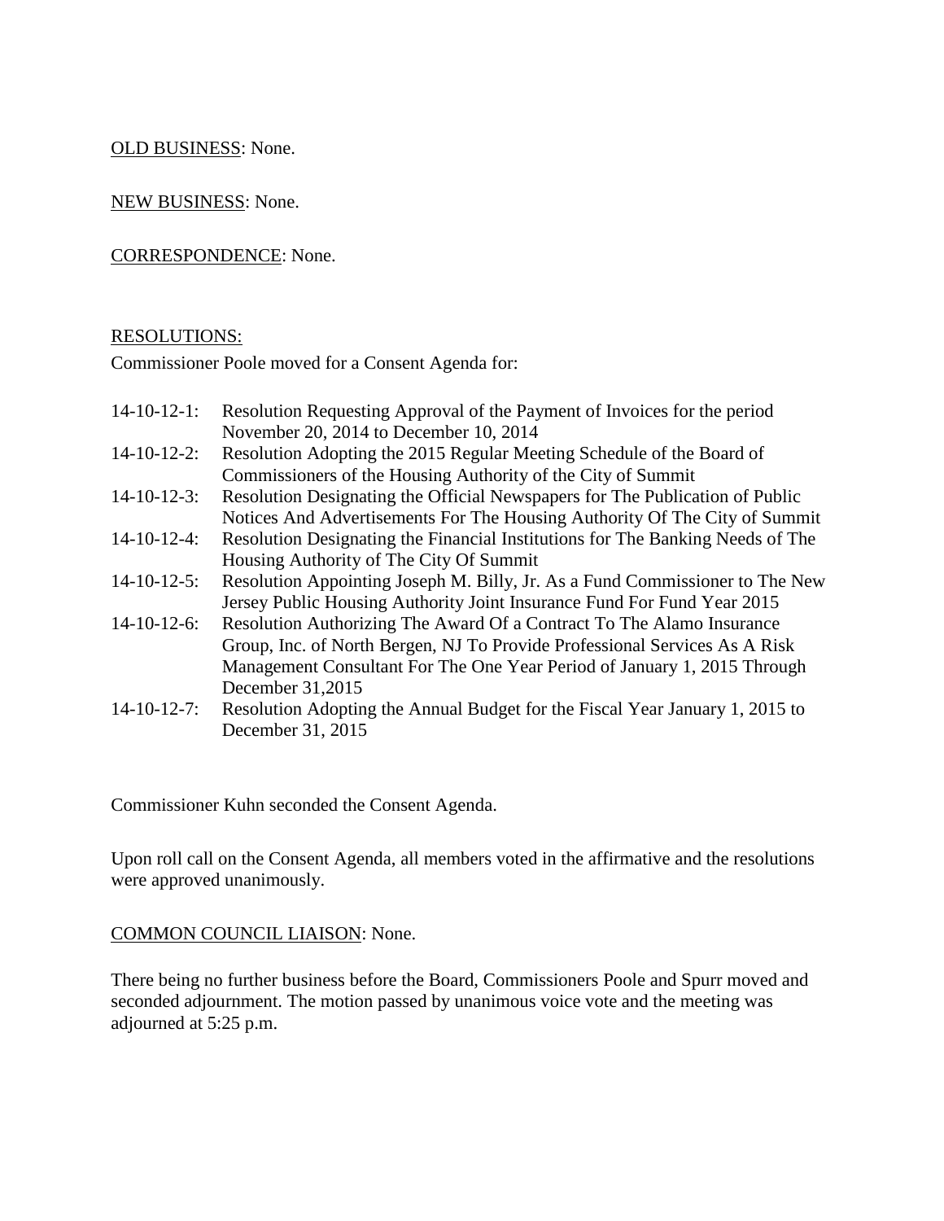<u>OLD BUSINESS</u>: None.

<u>NEW BUSINESS</u>: None.

<u>CORRESPONDENCE</u>: None.

<u>RESOLUTIONS:</u>

Commissioner Poole moved for a Consent Agenda for:

14-10-12-1: Resolution Requesting Approval of the Payment of Invoices for the period November 20, 2014 to December 10, 2014

14-10-12-2: Resolution Adopting the 2015 Regular Meeting Schedule of the Board of Commissioners of the Housing Authority of the City of Summit

14-10-12-3: Resolution Designating the Official Newspapers for The Publication of Public Notices And Advertisements For The Housing Authority Of The City of Summit

14-10-12-4: Resolution Designating the Financial Institutions for The Banking Needs of The Housing Authority of The City Of Summit

14-10-12-5: Resolution Appointing Joseph M. Billy, Jr. As a Fund Commissioner to The New Jersey Public Housing Authority Joint Insurance Fund For Fund Year 2015

14-10-12-6: Resolution Authorizing The Award Of a Contract To The Alamo Insurance Group, Inc. of North Bergen, NJ To Provide Professional Services As A Risk Management Consultant For The One Year Period of January 1, 2015 Through December 31,2015

14-10-12-7: Resolution Adopting the Annual Budget for the Fiscal Year January 1, 2015 to December 31, 2015

Commissioner Kuhn seconded the Consent Agenda.

Upon roll call on the Consent Agenda, all members voted in the affirmative and the resolutions were approved unanimously.

<u>COMMON COUNCIL LIAISON</u>: None.

There being no further business before the Board, Commissioners Poole and Spurr moved and seconded adjournment. The motion passed by unanimous voice vote and the meeting was adjourned at 5:25 p.m.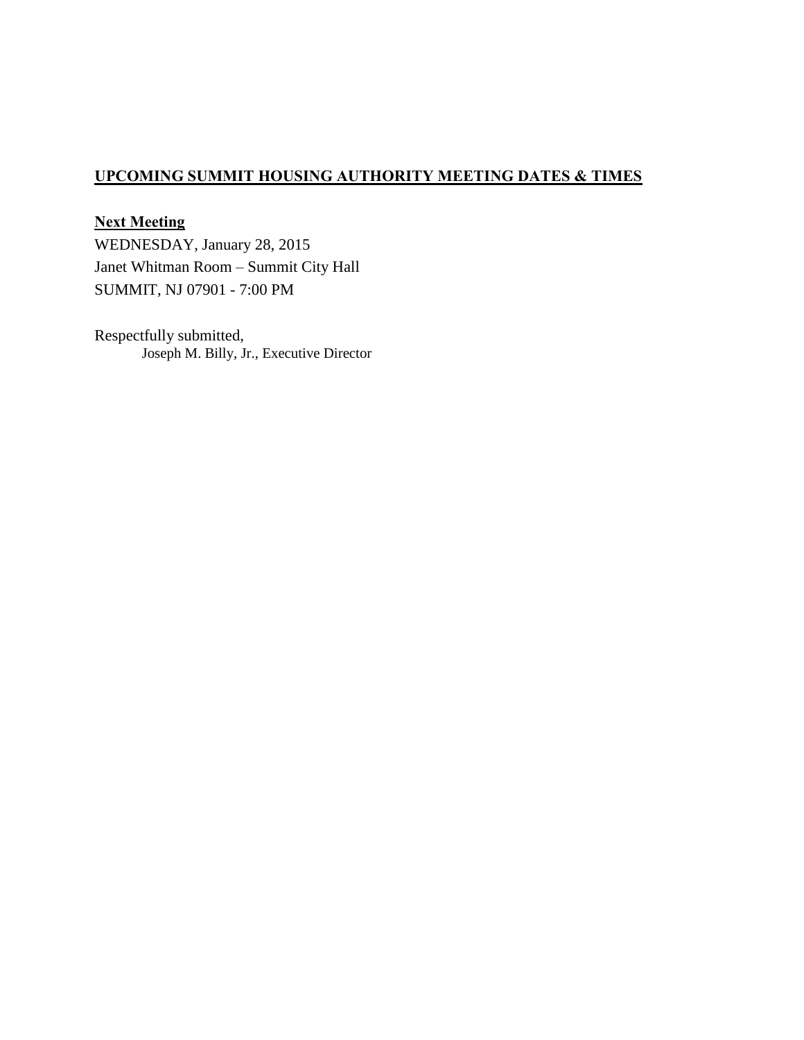**UPCOMING SUMMIT HOUSING AUTHORITY MEETING DATES & TIMES**

**Next Meeting**

WEDNESDAY, January 28, 2015
Janet Whitman Room – Summit City Hall
SUMMIT, NJ 07901 - 7:00 PM

Respectfully submitted,
Joseph M. Billy, Jr., Executive Director